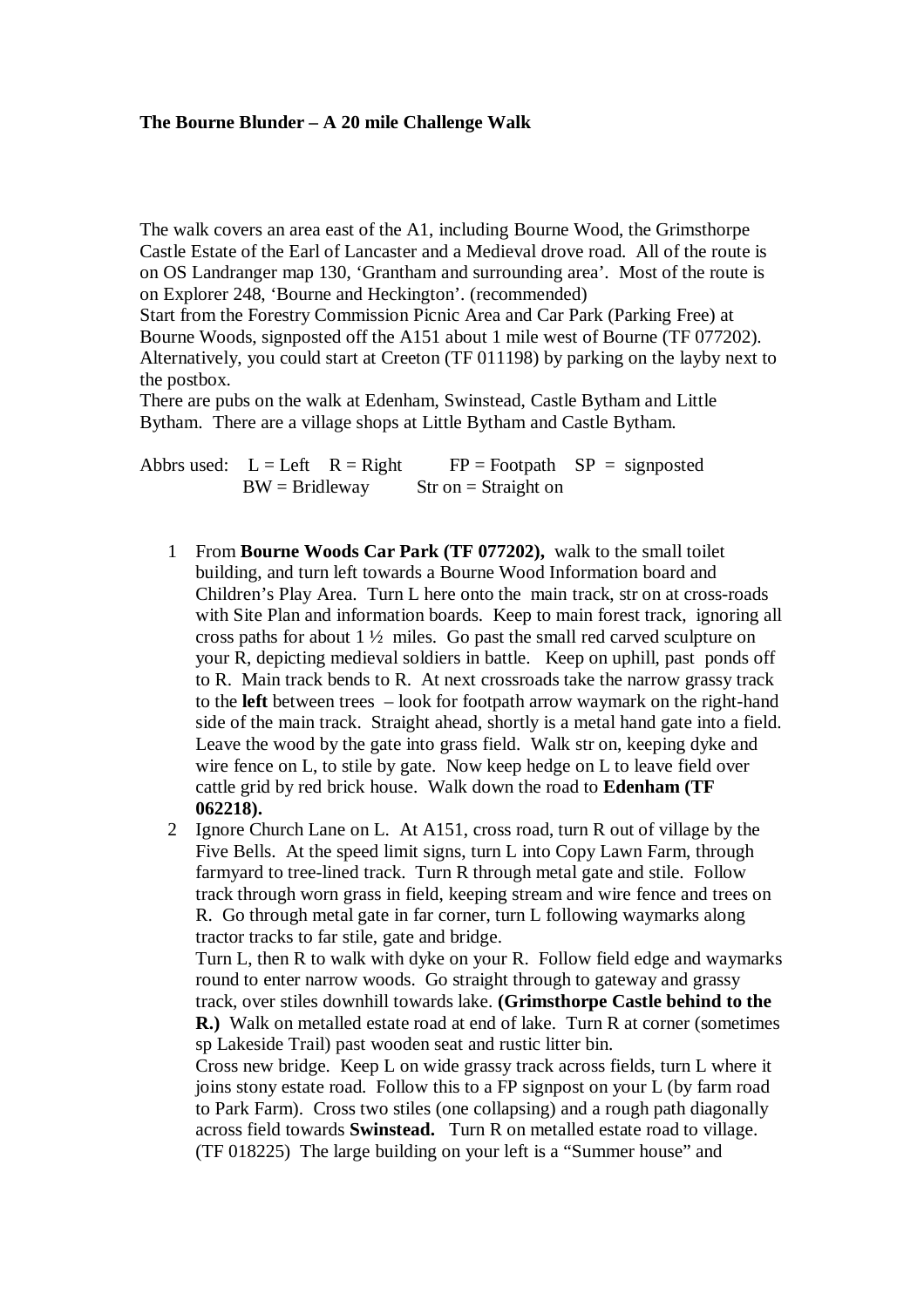**The Bourne Blunder – A 20 mile Challenge Walk**

The walk covers an area east of the A1, including Bourne Wood, the Grimsthorpe Castle Estate of the Earl of Lancaster and a Medieval drove road. All of the route is on OS Landranger map 130, 'Grantham and surrounding area'. Most of the route is on Explorer 248, 'Bourne and Heckington'. (recommended)
Start from the Forestry Commission Picnic Area and Car Park (Parking Free) at Bourne Woods, signposted off the A151 about 1 mile west of Bourne (TF 077202). Alternatively, you could start at Creeton (TF 011198) by parking on the layby next to the postbox.
There are pubs on the walk at Edenham, Swinstead, Castle Bytham and Little Bytham. There are a village shops at Little Bytham and Castle Bytham.

Abbrs used: L = Left R = Right FP = Footpath SP = signposted
BW = Bridleway Str on = Straight on

1. From **Bourne Woods Car Park (TF 077202),** walk to the small toilet building, and turn left towards a Bourne Wood Information board and Children's Play Area. Turn L here onto the main track, str on at cross-roads with Site Plan and information boards. Keep to main forest track, ignoring all cross paths for about 1 ½ miles. Go past the small red carved sculpture on your R, depicting medieval soldiers in battle. Keep on uphill, past ponds off to R. Main track bends to R. At next crossroads take the narrow grassy track to the **left** between trees – look for footpath arrow waymark on the right-hand side of the main track. Straight ahead, shortly is a metal hand gate into a field. Leave the wood by the gate into grass field. Walk str on, keeping dyke and wire fence on L, to stile by gate. Now keep hedge on L to leave field over cattle grid by red brick house. Walk down the road to **Edenham (TF 062218).**
2. Ignore Church Lane on L. At A151, cross road, turn R out of village by the Five Bells. At the speed limit signs, turn L into Copy Lawn Farm, through farmyard to tree-lined track. Turn R through metal gate and stile. Follow track through worn grass in field, keeping stream and wire fence and trees on R. Go through metal gate in far corner, turn L following waymarks along tractor tracks to far stile, gate and bridge.
   Turn L, then R to walk with dyke on your R. Follow field edge and waymarks round to enter narrow woods. Go straight through to gateway and grassy track, over stiles downhill towards lake. **(Grimsthorpe Castle behind to the R.)** Walk on metalled estate road at end of lake. Turn R at corner (sometimes sp Lakeside Trail) past wooden seat and rustic litter bin.
   Cross new bridge. Keep L on wide grassy track across fields, turn L where it joins stony estate road. Follow this to a FP signpost on your L (by farm road to Park Farm). Cross two stiles (one collapsing) and a rough path diagonally across field towards **Swinstead.** Turn R on metalled estate road to village. (TF 018225) The large building on your left is a "Summer house" and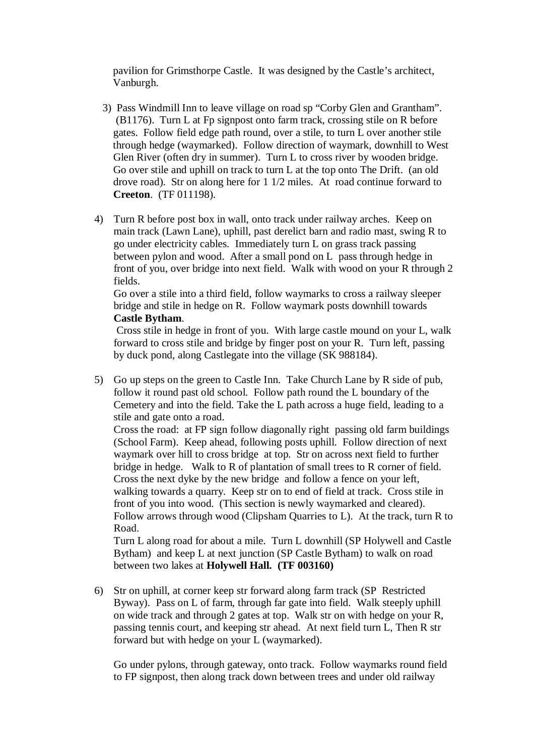pavilion for Grimsthorpe Castle. It was designed by the Castle's architect, Vanburgh.

3) Pass Windmill Inn to leave village on road sp "Corby Glen and Grantham". (B1176). Turn L at Fp signpost onto farm track, crossing stile on R before gates. Follow field edge path round, over a stile, to turn L over another stile through hedge (waymarked). Follow direction of waymark, downhill to West Glen River (often dry in summer). Turn L to cross river by wooden bridge. Go over stile and uphill on track to turn L at the top onto The Drift. (an old drove road). Str on along here for 1 1/2 miles. At road continue forward to **Creeton**. (TF 011198).

4) Turn R before post box in wall, onto track under railway arches. Keep on main track (Lawn Lane), uphill, past derelict barn and radio mast, swing R to go under electricity cables. Immediately turn L on grass track passing between pylon and wood. After a small pond on L pass through hedge in front of you, over bridge into next field. Walk with wood on your R through 2 fields.

   Go over a stile into a third field, follow waymarks to cross a railway sleeper bridge and stile in hedge on R. Follow waymark posts downhill towards **Castle Bytham**.

   Cross stile in hedge in front of you. With large castle mound on your L, walk forward to cross stile and bridge by finger post on your R. Turn left, passing by duck pond, along Castlegate into the village (SK 988184).

5) Go up steps on the green to Castle Inn. Take Church Lane by R side of pub, follow it round past old school. Follow path round the L boundary of the Cemetery and into the field. Take the L path across a huge field, leading to a stile and gate onto a road.

   Cross the road: at FP sign follow diagonally right passing old farm buildings (School Farm). Keep ahead, following posts uphill. Follow direction of next waymark over hill to cross bridge at top. Str on across next field to further bridge in hedge. Walk to R of plantation of small trees to R corner of field. Cross the next dyke by the new bridge and follow a fence on your left, walking towards a quarry. Keep str on to end of field at track. Cross stile in front of you into wood. (This section is newly waymarked and cleared). Follow arrows through wood (Clipsham Quarries to L). At the track, turn R to Road.

   Turn L along road for about a mile. Turn L downhill (SP Holywell and Castle Bytham) and keep L at next junction (SP Castle Bytham) to walk on road between two lakes at **Holywell Hall. (TF 003160)**

6) Str on uphill, at corner keep str forward along farm track (SP Restricted Byway). Pass on L of farm, through far gate into field. Walk steeply uphill on wide track and through 2 gates at top. Walk str on with hedge on your R, passing tennis court, and keeping str ahead. At next field turn L, Then R str forward but with hedge on your L (waymarked).

   Go under pylons, through gateway, onto track. Follow waymarks round field to FP signpost, then along track down between trees and under old railway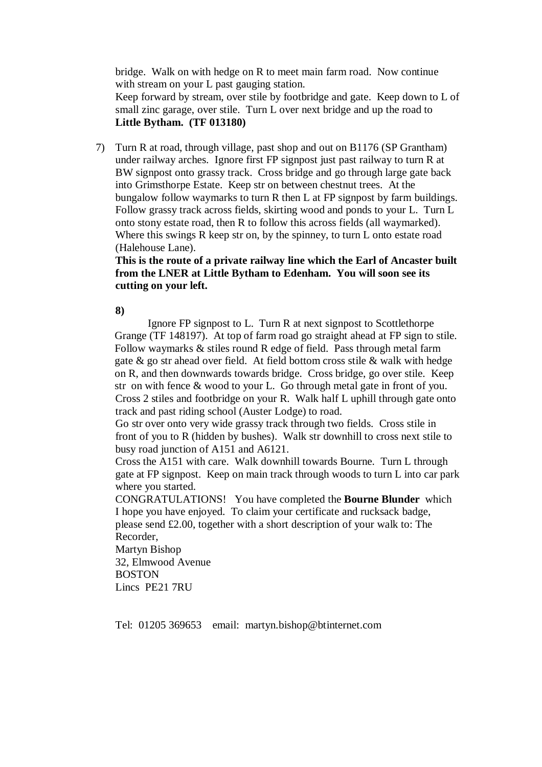bridge. Walk on with hedge on R to meet main farm road. Now continue with stream on your L past gauging station.
Keep forward by stream, over stile by footbridge and gate. Keep down to L of small zinc garage, over stile. Turn L over next bridge and up the road to **Little Bytham. (TF 013180)**

7) Turn R at road, through village, past shop and out on B1176 (SP Grantham) under railway arches. Ignore first FP signpost just past railway to turn R at BW signpost onto grassy track. Cross bridge and go through large gate back into Grimsthorpe Estate. Keep str on between chestnut trees. At the bungalow follow waymarks to turn R then L at FP signpost by farm buildings. Follow grassy track across fields, skirting wood and ponds to your L. Turn L onto stony estate road, then R to follow this across fields (all waymarked). Where this swings R keep str on, by the spinney, to turn L onto estate road (Halehouse Lane).
**This is the route of a private railway line which the Earl of Ancaster built from the LNER at Little Bytham to Edenham. You will soon see its cutting on your left.**

**8)**

Ignore FP signpost to L. Turn R at next signpost to Scottlethorpe Grange (TF 148197). At top of farm road go straight ahead at FP sign to stile. Follow waymarks & stiles round R edge of field. Pass through metal farm gate & go str ahead over field. At field bottom cross stile & walk with hedge on R, and then downwards towards bridge. Cross bridge, go over stile. Keep str on with fence & wood to your L. Go through metal gate in front of you. Cross 2 stiles and footbridge on your R. Walk half L uphill through gate onto track and past riding school (Auster Lodge) to road.

Go str over onto very wide grassy track through two fields. Cross stile in front of you to R (hidden by bushes). Walk str downhill to cross next stile to busy road junction of A151 and A6121.

Cross the A151 with care. Walk downhill towards Bourne. Turn L through gate at FP signpost. Keep on main track through woods to turn L into car park where you started.

CONGRATULATIONS! You have completed the **Bourne Blunder** which I hope you have enjoyed. To claim your certificate and rucksack badge, please send £2.00, together with a short description of your walk to: The Recorder,
Martyn Bishop
32, Elmwood Avenue
BOSTON
Lincs PE21 7RU

Tel: 01205 369653 email: martyn.bishop@btinternet.com